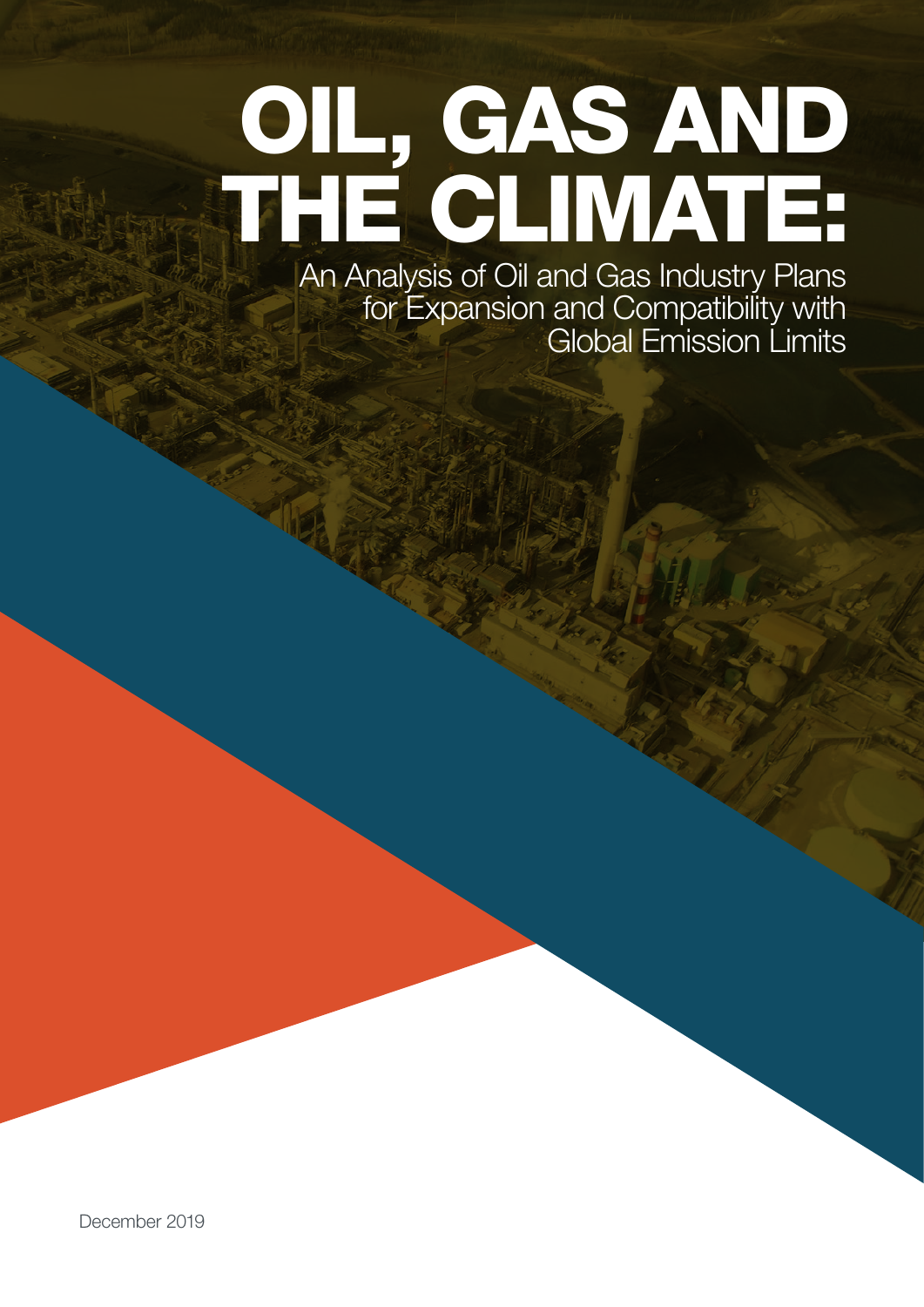# OIL, GAS AND THE CLIMATE:

## An Analysis of Oil and Gas Industry Plans for Expansion and Compatibility with Global Emission Limits

December 2019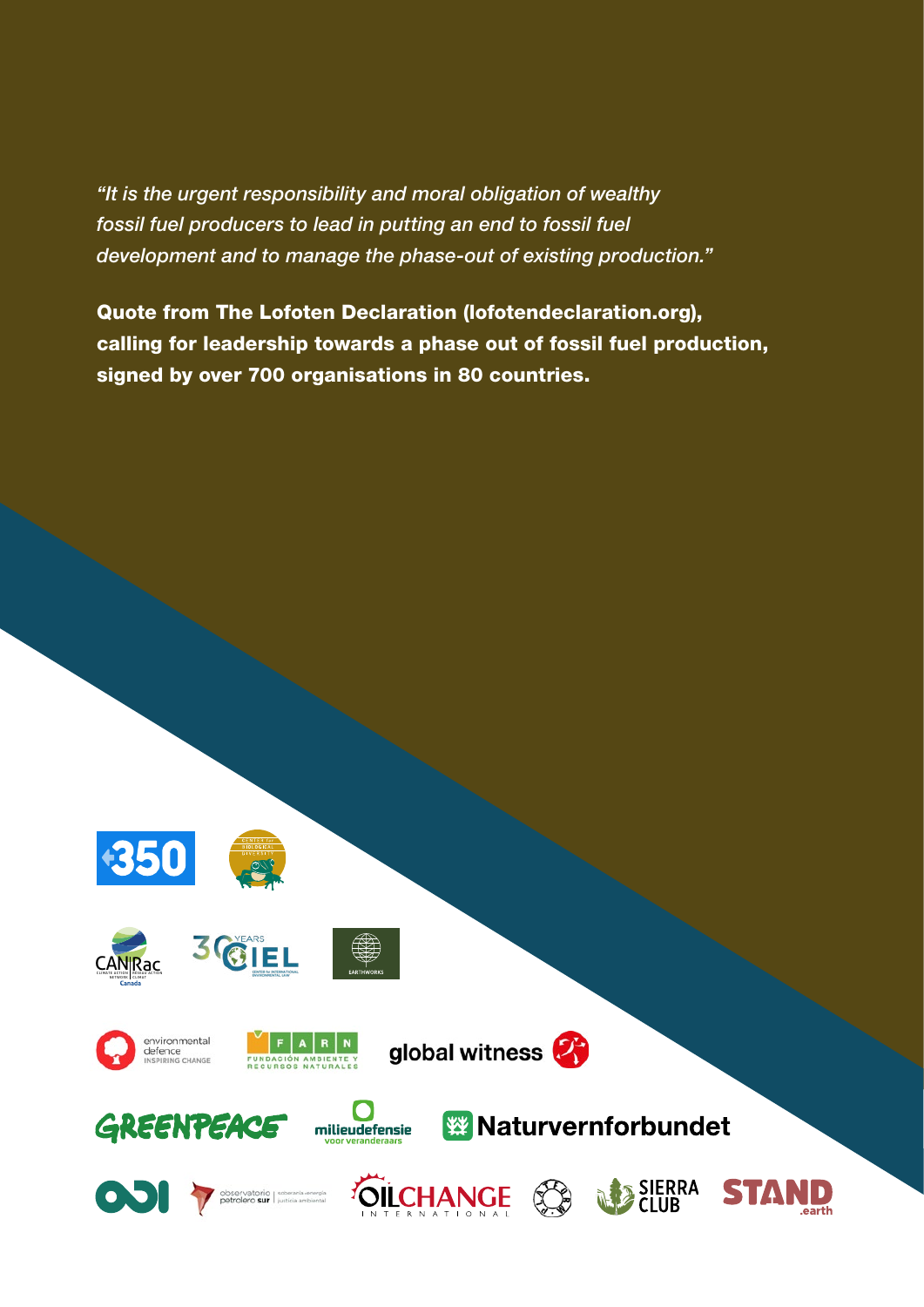*"It is the urgent responsibility and moral obligation of wealthy fossil fuel producers to lead in putting an end to fossil fuel development and to manage the phase-out of existing production."*

**Quote from The Lofoten Declaration (lofotendeclaration.org), calling for leadership towards a phase out of fossil fuel production, signed by over 700 organisations in 80 countries.**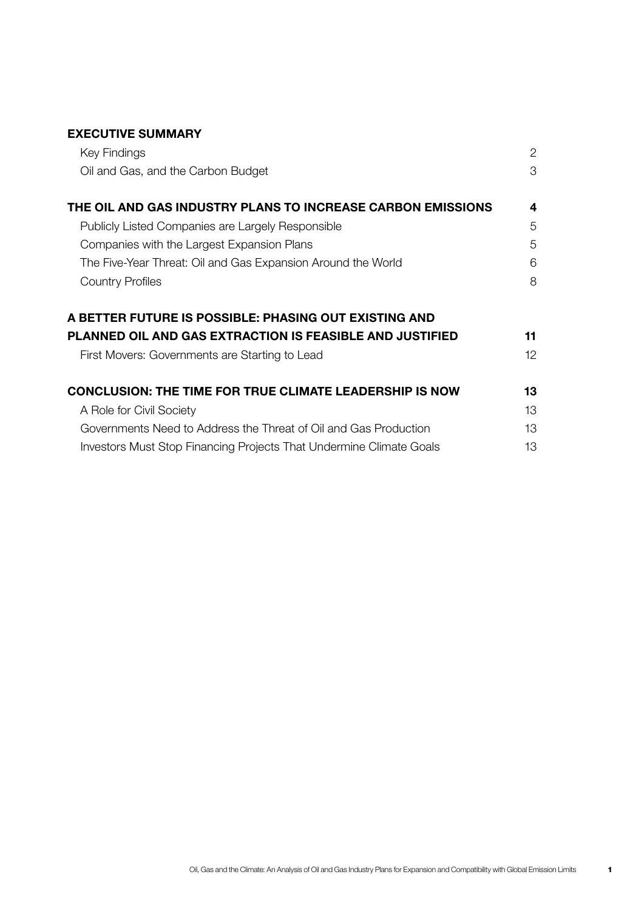| **EXECUTIVE SUMMARY** | |
|---|---|
| Key Findings | 2 |
| Oil and Gas, and the Carbon Budget | 3 |
| **THE OIL AND GAS INDUSTRY PLANS TO INCREASE CARBON EMISSIONS** | **4** |
| Publicly Listed Companies are Largely Responsible | 5 |
| Companies with the Largest Expansion Plans | 5 |
| The Five-Year Threat: Oil and Gas Expansion Around the World | 6 |
| Country Profiles | 8 |
| **A BETTER FUTURE IS POSSIBLE: PHASING OUT EXISTING AND PLANNED OIL AND GAS EXTRACTION IS FEASIBLE AND JUSTIFIED** | **11** |
| First Movers: Governments are Starting to Lead | 12 |
| **CONCLUSION: THE TIME FOR TRUE CLIMATE LEADERSHIP IS NOW** | **13** |
| A Role for Civil Society | 13 |
| Governments Need to Address the Threat of Oil and Gas Production | 13 |
| Investors Must Stop Financing Projects That Undermine Climate Goals | 13 |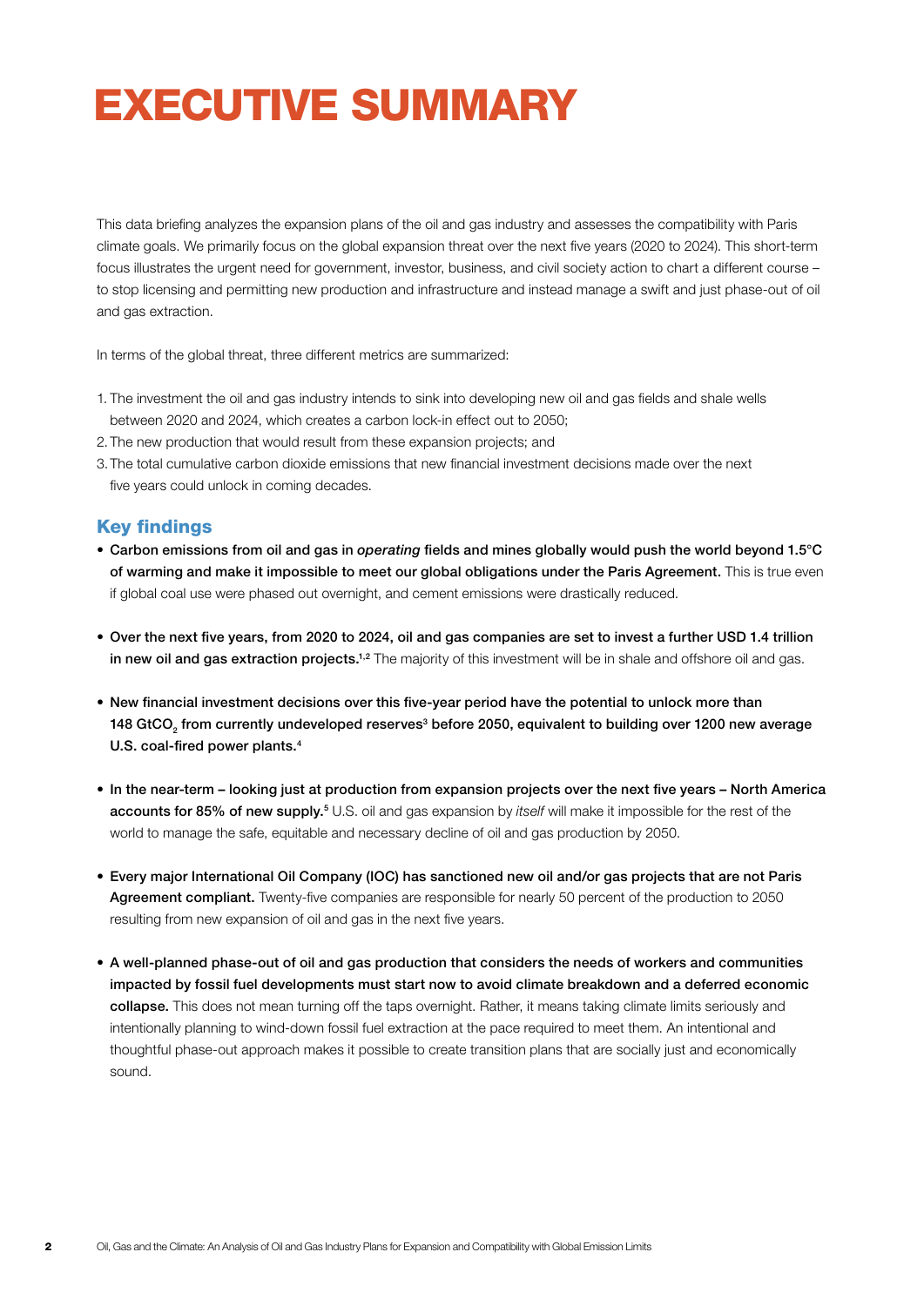# EXECUTIVE SUMMARY

This data briefing analyzes the expansion plans of the oil and gas industry and assesses the compatibility with Paris climate goals. We primarily focus on the global expansion threat over the next five years (2020 to 2024). This short-term focus illustrates the urgent need for government, investor, business, and civil society action to chart a different course – to stop licensing and permitting new production and infrastructure and instead manage a swift and just phase-out of oil and gas extraction.

In terms of the global threat, three different metrics are summarized:

1. The investment the oil and gas industry intends to sink into developing new oil and gas fields and shale wells between 2020 and 2024, which creates a carbon lock-in effect out to 2050;
2. The new production that would result from these expansion projects; and
3. The total cumulative carbon dioxide emissions that new financial investment decisions made over the next five years could unlock in coming decades.

## Key findings

- **Carbon emissions from oil and gas in *operating* fields and mines globally would push the world beyond 1.5°C of warming and make it impossible to meet our global obligations under the Paris Agreement.** This is true even if global coal use were phased out overnight, and cement emissions were drastically reduced.

- **Over the next five years, from 2020 to 2024, oil and gas companies are set to invest a further USD 1.4 trillion in new oil and gas extraction projects.**[1,2] The majority of this investment will be in shale and offshore oil and gas.

- **New financial investment decisions over this five-year period have the potential to unlock more than 148 $GtCO_2$ from currently undeveloped reserves[3] before 2050, equivalent to building over 1200 new average U.S. coal-fired power plants.**[4]

- **In the near-term – looking just at production from expansion projects over the next five years – North America accounts for 85% of new supply.**[5] U.S. oil and gas expansion by *itself* will make it impossible for the rest of the world to manage the safe, equitable and necessary decline of oil and gas production by 2050.

- **Every major International Oil Company (IOC) has sanctioned new oil and/or gas projects that are not Paris Agreement compliant.** Twenty-five companies are responsible for nearly 50 percent of the production to 2050 resulting from new expansion of oil and gas in the next five years.

- **A well-planned phase-out of oil and gas production that considers the needs of workers and communities impacted by fossil fuel developments must start now to avoid climate breakdown and a deferred economic collapse.** This does not mean turning off the taps overnight. Rather, it means taking climate limits seriously and intentionally planning to wind-down fossil fuel extraction at the pace required to meet them. An intentional and thoughtful phase-out approach makes it possible to create transition plans that are socially just and economically sound.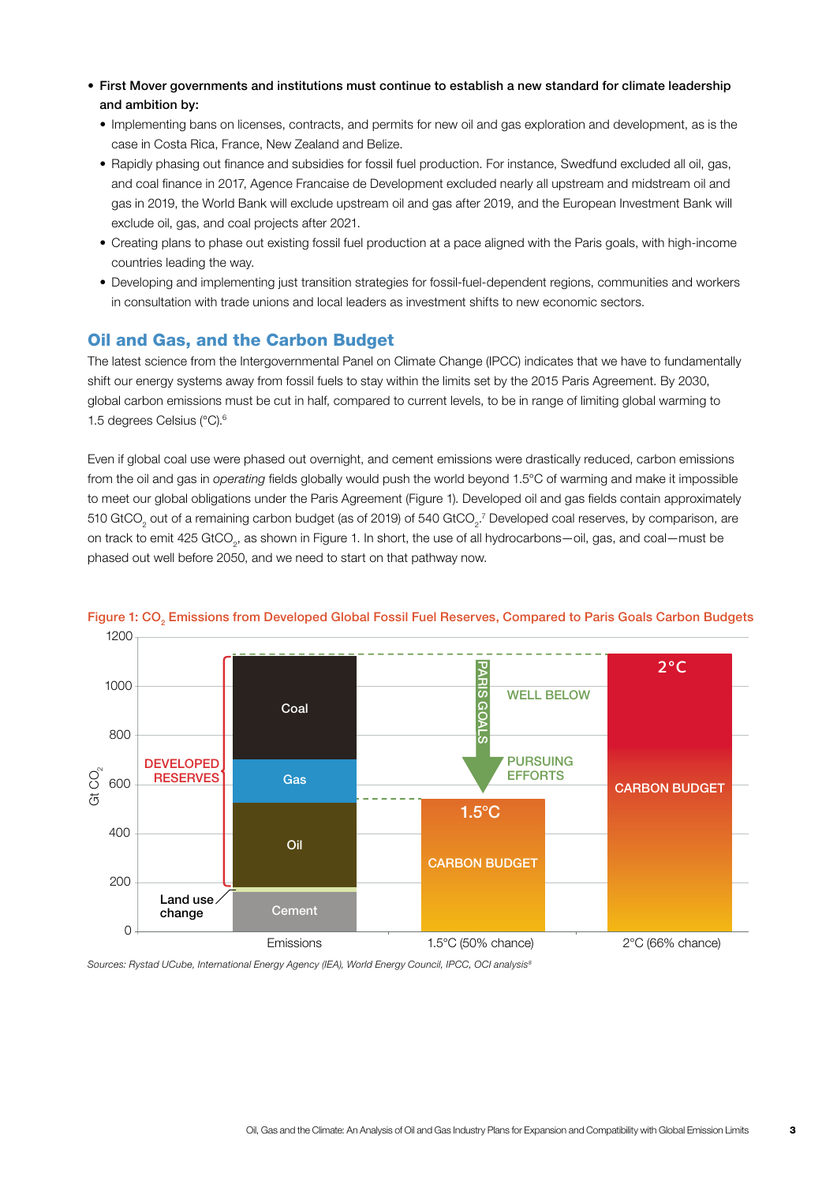- **First Mover governments and institutions must continue to establish a new standard for climate leadership and ambition by:**
  - Implementing bans on licenses, contracts, and permits for new oil and gas exploration and development, as is the case in Costa Rica, France, New Zealand and Belize.
  - Rapidly phasing out finance and subsidies for fossil fuel production. For instance, Swedfund excluded all oil, gas, and coal finance in 2017, Agence Francaise de Development excluded nearly all upstream and midstream oil and gas in 2019, the World Bank will exclude upstream oil and gas after 2019, and the European Investment Bank will exclude oil, gas, and coal projects after 2021.
  - Creating plans to phase out existing fossil fuel production at a pace aligned with the Paris goals, with high-income countries leading the way.
  - Developing and implementing just transition strategies for fossil-fuel-dependent regions, communities and workers in consultation with trade unions and local leaders as investment shifts to new economic sectors.

## Oil and Gas, and the Carbon Budget

The latest science from the Intergovernmental Panel on Climate Change (IPCC) indicates that we have to fundamentally shift our energy systems away from fossil fuels to stay within the limits set by the 2015 Paris Agreement. By 2030, global carbon emissions must be cut in half, compared to current levels, to be in range of limiting global warming to 1.5 degrees Celsius (°C).[6]

Even if global coal use were phased out overnight, and cement emissions were drastically reduced, carbon emissions from the oil and gas in *operating* fields globally would push the world beyond 1.5°C of warming and make it impossible to meet our global obligations under the Paris Agreement (Figure 1). Developed oil and gas fields contain approximately 510 $GtCO_2$ out of a remaining carbon budget (as of 2019) of 540 $GtCO_2$.[7] Developed coal reserves, by comparison, are on track to emit 425 $GtCO_2$, as shown in Figure 1. In short, the use of all hydrocarbons—oil, gas, and coal—must be phased out well before 2050, and we need to start on that pathway now.

Figure 1: $CO_2$ Emissions from Developed Global Fossil Fuel Reserves, Compared to Paris Goals Carbon Budgets

*Sources: Rystad UCube, International Energy Agency (IEA), World Energy Council, IPCC, OCI analysis*[8]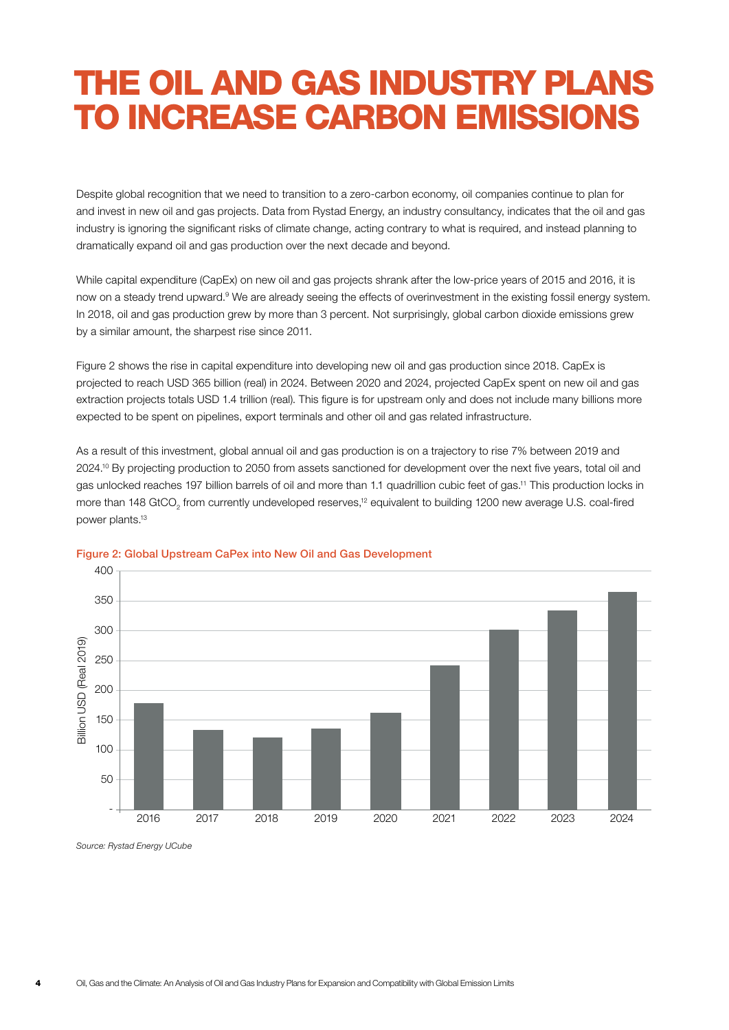# THE OIL AND GAS INDUSTRY PLANS TO INCREASE CARBON EMISSIONS

Despite global recognition that we need to transition to a zero-carbon economy, oil companies continue to plan for and invest in new oil and gas projects. Data from Rystad Energy, an industry consultancy, indicates that the oil and gas industry is ignoring the significant risks of climate change, acting contrary to what is required, and instead planning to dramatically expand oil and gas production over the next decade and beyond.

While capital expenditure (CapEx) on new oil and gas projects shrank after the low-price years of 2015 and 2016, it is now on a steady trend upward.[9] We are already seeing the effects of overinvestment in the existing fossil energy system. In 2018, oil and gas production grew by more than 3 percent. Not surprisingly, global carbon dioxide emissions grew by a similar amount, the sharpest rise since 2011.

Figure 2 shows the rise in capital expenditure into developing new oil and gas production since 2018. CapEx is projected to reach USD 365 billion (real) in 2024. Between 2020 and 2024, projected CapEx spent on new oil and gas extraction projects totals USD 1.4 trillion (real). This figure is for upstream only and does not include many billions more expected to be spent on pipelines, export terminals and other oil and gas related infrastructure.

As a result of this investment, global annual oil and gas production is on a trajectory to rise 7% between 2019 and 2024.[10] By projecting production to 2050 from assets sanctioned for development over the next five years, total oil and gas unlocked reaches 197 billion barrels of oil and more than 1.1 quadrillion cubic feet of gas.[11] This production locks in more than 148 $GtCO_2$ from currently undeveloped reserves,[12] equivalent to building 1200 new average U.S. coal-fired power plants.[13]

**Figure 2: Global Upstream CaPex into New Oil and Gas Development**

| Year | Billion USD (Real 2019) |
|---|---|
| 2016 | ~178 |
| 2017 | ~133 |
| 2018 | ~120 |
| 2019 | ~135 |
| 2020 | ~162 |
| 2021 | ~242 |
| 2022 | ~301 |
| 2023 | ~334 |
| 2024 | ~365 |

*Source: Rystad Energy UCube*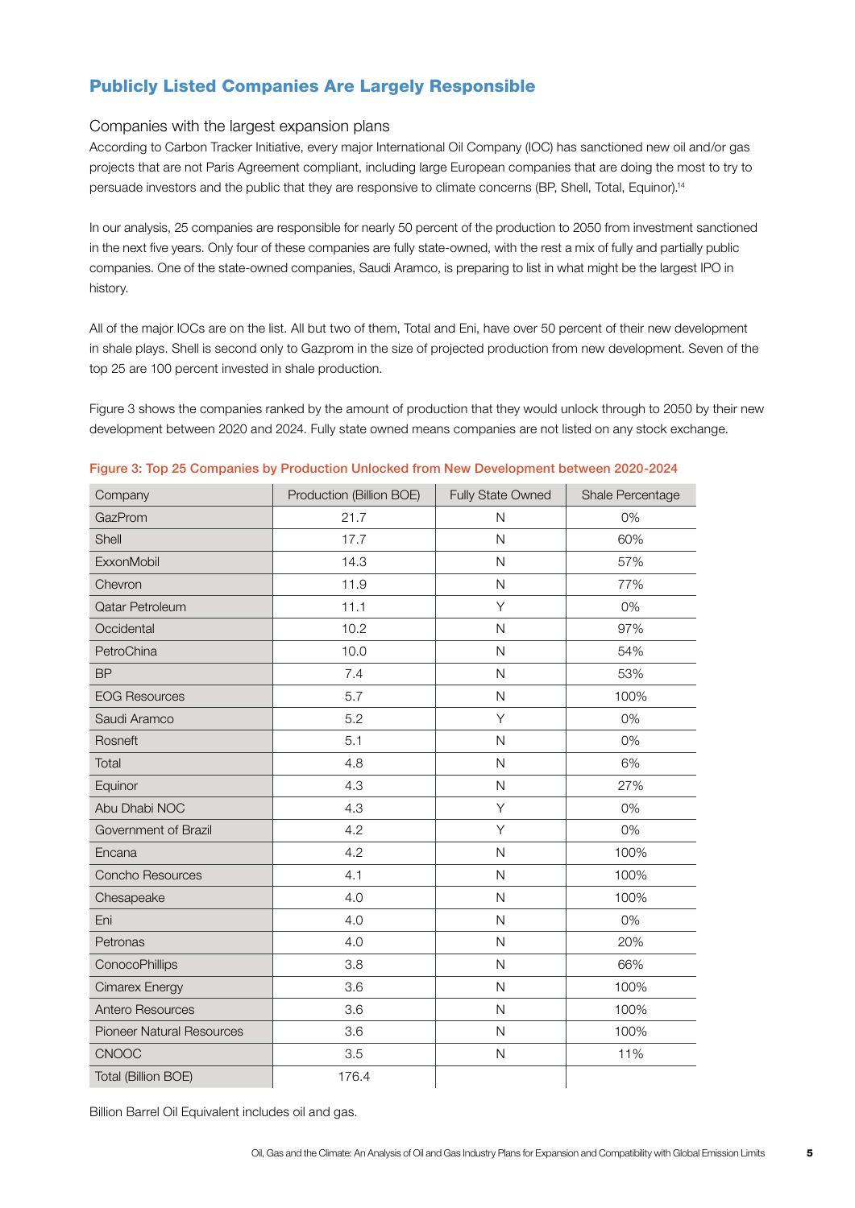## Publicly Listed Companies Are Largely Responsible

### Companies with the largest expansion plans

According to Carbon Tracker Initiative, every major International Oil Company (IOC) has sanctioned new oil and/or gas projects that are not Paris Agreement compliant, including large European companies that are doing the most to try to persuade investors and the public that they are responsive to climate concerns (BP, Shell, Total, Equinor).[14]

In our analysis, 25 companies are responsible for nearly 50 percent of the production to 2050 from investment sanctioned in the next five years. Only four of these companies are fully state-owned, with the rest a mix of fully and partially public companies. One of the state-owned companies, Saudi Aramco, is preparing to list in what might be the largest IPO in history.

All of the major IOCs are on the list. All but two of them, Total and Eni, have over 50 percent of their new development in shale plays. Shell is second only to Gazprom in the size of projected production from new development. Seven of the top 25 are 100 percent invested in shale production.

Figure 3 shows the companies ranked by the amount of production that they would unlock through to 2050 by their new development between 2020 and 2024. Fully state owned means companies are not listed on any stock exchange.

Figure 3: Top 25 Companies by Production Unlocked from New Development between 2020-2024

| Company | Production (Billion BOE) | Fully State Owned | Shale Percentage |
|---|---|---|---|
| GazProm | 21.7 | N | 0% |
| Shell | 17.7 | N | 60% |
| ExxonMobil | 14.3 | N | 57% |
| Chevron | 11.9 | N | 77% |
| Qatar Petroleum | 11.1 | Y | 0% |
| Occidental | 10.2 | N | 97% |
| PetroChina | 10.0 | N | 54% |
| BP | 7.4 | N | 53% |
| EOG Resources | 5.7 | N | 100% |
| Saudi Aramco | 5.2 | Y | 0% |
| Rosneft | 5.1 | N | 0% |
| Total | 4.8 | N | 6% |
| Equinor | 4.3 | N | 27% |
| Abu Dhabi NOC | 4.3 | Y | 0% |
| Government of Brazil | 4.2 | Y | 0% |
| Encana | 4.2 | N | 100% |
| Concho Resources | 4.1 | N | 100% |
| Chesapeake | 4.0 | N | 100% |
| Eni | 4.0 | N | 0% |
| Petronas | 4.0 | N | 20% |
| ConocoPhillips | 3.8 | N | 66% |
| Cimarex Energy | 3.6 | N | 100% |
| Antero Resources | 3.6 | N | 100% |
| Pioneer Natural Resources | 3.6 | N | 100% |
| CNOOC | 3.5 | N | 11% |
| Total (Billion BOE) | 176.4 | | |

Billion Barrel Oil Equivalent includes oil and gas.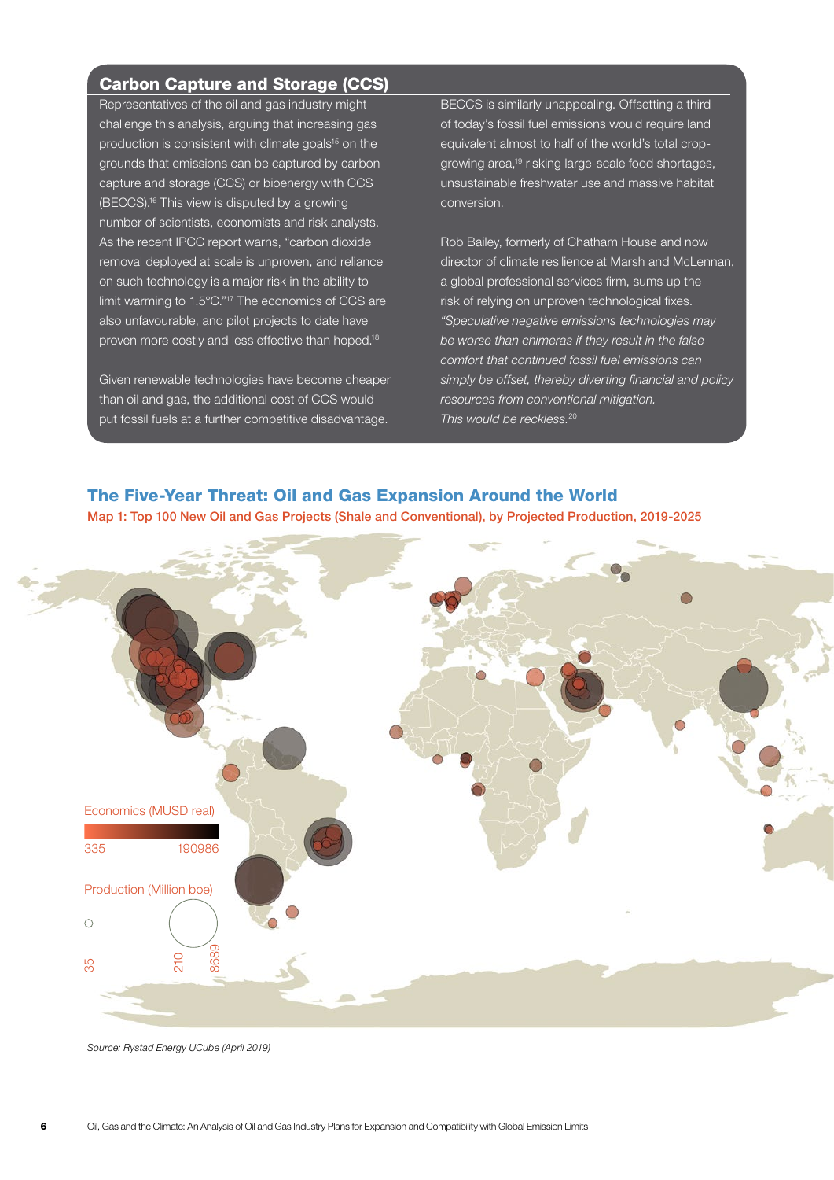## Carbon Capture and Storage (CCS)

Representatives of the oil and gas industry might challenge this analysis, arguing that increasing gas production is consistent with climate goals[15] on the grounds that emissions can be captured by carbon capture and storage (CCS) or bioenergy with CCS (BECCS).[16] This view is disputed by a growing number of scientists, economists and risk analysts. As the recent IPCC report warns, "carbon dioxide removal deployed at scale is unproven, and reliance on such technology is a major risk in the ability to limit warming to 1.5°C."[17] The economics of CCS are also unfavourable, and pilot projects to date have proven more costly and less effective than hoped.[18]

Given renewable technologies have become cheaper than oil and gas, the additional cost of CCS would put fossil fuels at a further competitive disadvantage.

BECCS is similarly unappealing. Offsetting a third of today's fossil fuel emissions would require land equivalent almost to half of the world's total crop-growing area,[19] risking large-scale food shortages, unsustainable freshwater use and massive habitat conversion.

Rob Bailey, formerly of Chatham House and now director of climate resilience at Marsh and McLennan, a global professional services firm, sums up the risk of relying on unproven technological fixes. *"Speculative negative emissions technologies may be worse than chimeras if they result in the false comfort that continued fossil fuel emissions can simply be offset, thereby diverting financial and policy resources from conventional mitigation. This would be reckless.*[20]

## The Five-Year Threat: Oil and Gas Expansion Around the World

Map 1: Top 100 New Oil and Gas Projects (Shale and Conventional), by Projected Production, 2019-2025

Economics (MUSD real): 335 – 190986

Production (Million boe): 35, 210, 8689

*Source: Rystad Energy UCube (April 2019)*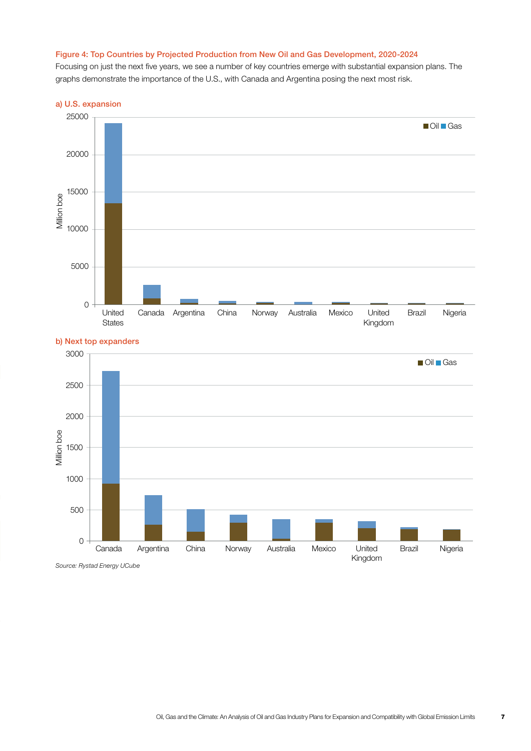Figure 4: Top Countries by Projected Production from New Oil and Gas Development, 2020-2024

Focusing on just the next five years, we see a number of key countries emerge with substantial expansion plans. The graphs demonstrate the importance of the U.S., with Canada and Argentina posing the next most risk.

a) U.S. expansion

b) Next top expanders

*Source: Rystad Energy UCube*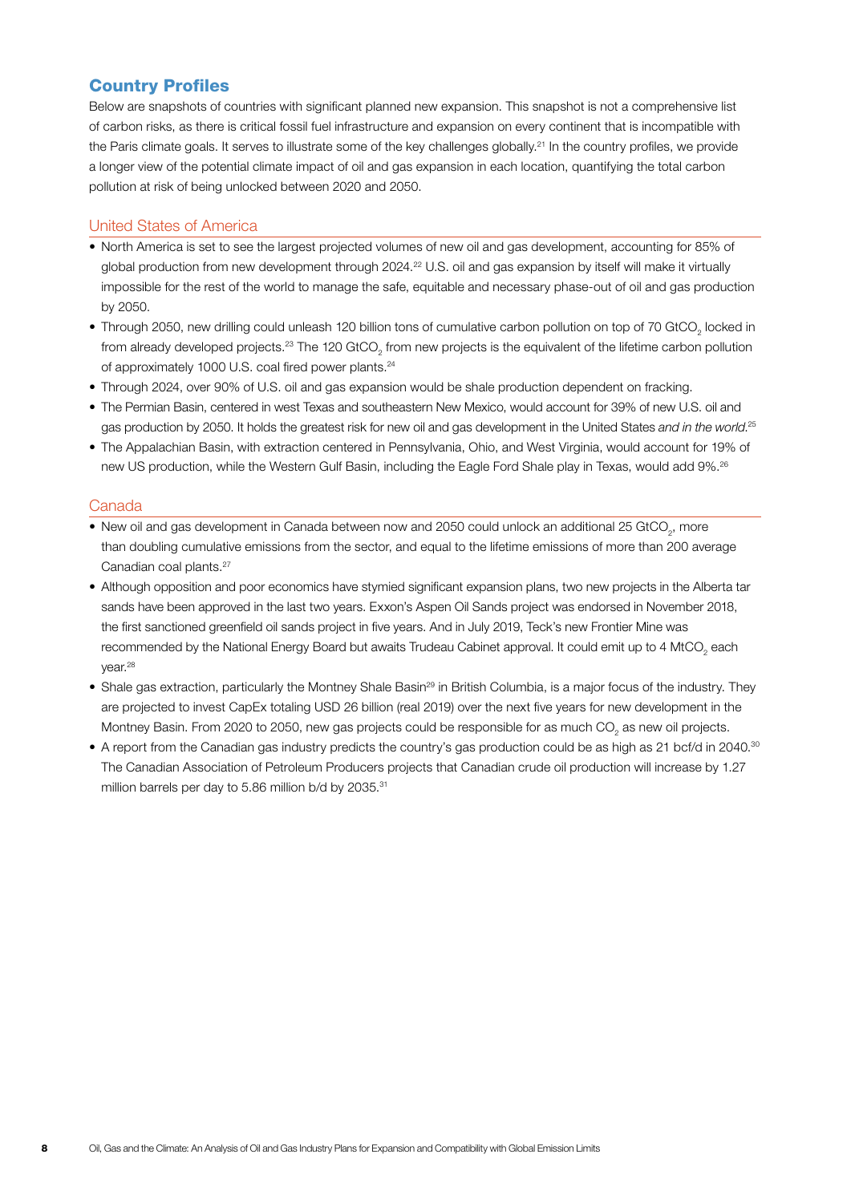## Country Profiles

Below are snapshots of countries with significant planned new expansion. This snapshot is not a comprehensive list of carbon risks, as there is critical fossil fuel infrastructure and expansion on every continent that is incompatible with the Paris climate goals. It serves to illustrate some of the key challenges globally.[21] In the country profiles, we provide a longer view of the potential climate impact of oil and gas expansion in each location, quantifying the total carbon pollution at risk of being unlocked between 2020 and 2050.

### United States of America

- North America is set to see the largest projected volumes of new oil and gas development, accounting for 85% of global production from new development through 2024.[22] U.S. oil and gas expansion by itself will make it virtually impossible for the rest of the world to manage the safe, equitable and necessary phase-out of oil and gas production by 2050.
- Through 2050, new drilling could unleash 120 billion tons of cumulative carbon pollution on top of 70 $GtCO_2$ locked in from already developed projects.[23] The 120 $GtCO_2$ from new projects is the equivalent of the lifetime carbon pollution of approximately 1000 U.S. coal fired power plants.[24]
- Through 2024, over 90% of U.S. oil and gas expansion would be shale production dependent on fracking.
- The Permian Basin, centered in west Texas and southeastern New Mexico, would account for 39% of new U.S. oil and gas production by 2050. It holds the greatest risk for new oil and gas development in the United States *and in the world*.[25]
- The Appalachian Basin, with extraction centered in Pennsylvania, Ohio, and West Virginia, would account for 19% of new US production, while the Western Gulf Basin, including the Eagle Ford Shale play in Texas, would add 9%.[26]

### Canada

- New oil and gas development in Canada between now and 2050 could unlock an additional 25 $GtCO_2$, more than doubling cumulative emissions from the sector, and equal to the lifetime emissions of more than 200 average Canadian coal plants.[27]
- Although opposition and poor economics have stymied significant expansion plans, two new projects in the Alberta tar sands have been approved in the last two years. Exxon's Aspen Oil Sands project was endorsed in November 2018, the first sanctioned greenfield oil sands project in five years. And in July 2019, Teck's new Frontier Mine was recommended by the National Energy Board but awaits Trudeau Cabinet approval. It could emit up to 4 $MtCO_2$ each year.[28]
- Shale gas extraction, particularly the Montney Shale Basin[29] in British Columbia, is a major focus of the industry. They are projected to invest CapEx totaling USD 26 billion (real 2019) over the next five years for new development in the Montney Basin. From 2020 to 2050, new gas projects could be responsible for as much $CO_2$ as new oil projects.
- A report from the Canadian gas industry predicts the country's gas production could be as high as 21 bcf/d in 2040.[30] The Canadian Association of Petroleum Producers projects that Canadian crude oil production will increase by 1.27 million barrels per day to 5.86 million b/d by 2035.[31]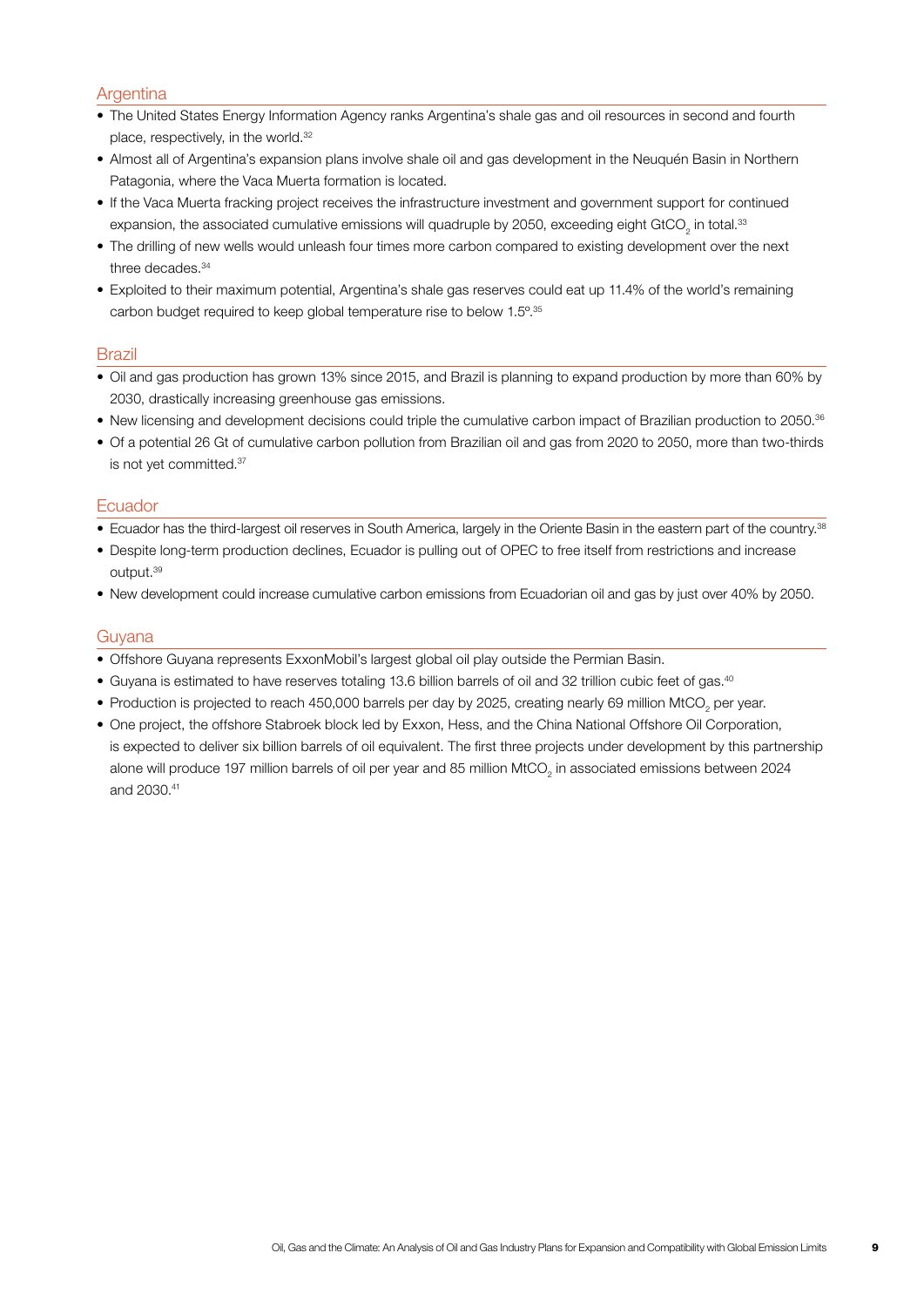## Argentina

- The United States Energy Information Agency ranks Argentina's shale gas and oil resources in second and fourth place, respectively, in the world.[32]
- Almost all of Argentina's expansion plans involve shale oil and gas development in the Neuquén Basin in Northern Patagonia, where the Vaca Muerta formation is located.
- If the Vaca Muerta fracking project receives the infrastructure investment and government support for continued expansion, the associated cumulative emissions will quadruple by 2050, exceeding eight $GtCO_2$ in total.[33]
- The drilling of new wells would unleash four times more carbon compared to existing development over the next three decades.[34]
- Exploited to their maximum potential, Argentina's shale gas reserves could eat up 11.4% of the world's remaining carbon budget required to keep global temperature rise to below 1.5º.[35]

## Brazil

- Oil and gas production has grown 13% since 2015, and Brazil is planning to expand production by more than 60% by 2030, drastically increasing greenhouse gas emissions.
- New licensing and development decisions could triple the cumulative carbon impact of Brazilian production to 2050.[36]
- Of a potential 26 Gt of cumulative carbon pollution from Brazilian oil and gas from 2020 to 2050, more than two-thirds is not yet committed.[37]

## Ecuador

- Ecuador has the third-largest oil reserves in South America, largely in the Oriente Basin in the eastern part of the country.[38]
- Despite long-term production declines, Ecuador is pulling out of OPEC to free itself from restrictions and increase output.[39]
- New development could increase cumulative carbon emissions from Ecuadorian oil and gas by just over 40% by 2050.

## Guyana

- Offshore Guyana represents ExxonMobil's largest global oil play outside the Permian Basin.
- Guyana is estimated to have reserves totaling 13.6 billion barrels of oil and 32 trillion cubic feet of gas.[40]
- Production is projected to reach 450,000 barrels per day by 2025, creating nearly 69 million $MtCO_2$ per year.
- One project, the offshore Stabroek block led by Exxon, Hess, and the China National Offshore Oil Corporation, is expected to deliver six billion barrels of oil equivalent. The first three projects under development by this partnership alone will produce 197 million barrels of oil per year and 85 million $MtCO_2$ in associated emissions between 2024 and 2030.[41]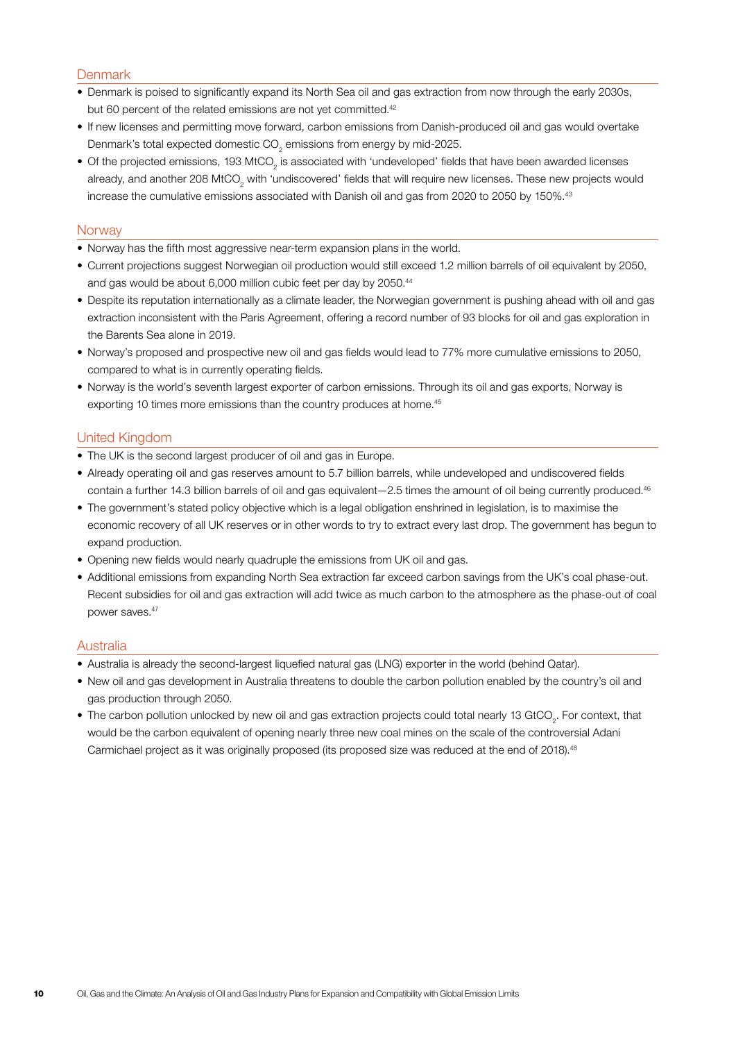## Denmark

- Denmark is poised to significantly expand its North Sea oil and gas extraction from now through the early 2030s, but 60 percent of the related emissions are not yet committed.[42]
- If new licenses and permitting move forward, carbon emissions from Danish-produced oil and gas would overtake Denmark's total expected domestic $CO_2$ emissions from energy by mid-2025.
- Of the projected emissions, 193 $MtCO_2$ is associated with 'undeveloped' fields that have been awarded licenses already, and another 208 $MtCO_2$ with 'undiscovered' fields that will require new licenses. These new projects would increase the cumulative emissions associated with Danish oil and gas from 2020 to 2050 by 150%.[43]

## Norway

- Norway has the fifth most aggressive near-term expansion plans in the world.
- Current projections suggest Norwegian oil production would still exceed 1.2 million barrels of oil equivalent by 2050, and gas would be about 6,000 million cubic feet per day by 2050.[44]
- Despite its reputation internationally as a climate leader, the Norwegian government is pushing ahead with oil and gas extraction inconsistent with the Paris Agreement, offering a record number of 93 blocks for oil and gas exploration in the Barents Sea alone in 2019.
- Norway's proposed and prospective new oil and gas fields would lead to 77% more cumulative emissions to 2050, compared to what is in currently operating fields.
- Norway is the world's seventh largest exporter of carbon emissions. Through its oil and gas exports, Norway is exporting 10 times more emissions than the country produces at home.[45]

## United Kingdom

- The UK is the second largest producer of oil and gas in Europe.
- Already operating oil and gas reserves amount to 5.7 billion barrels, while undeveloped and undiscovered fields contain a further 14.3 billion barrels of oil and gas equivalent—2.5 times the amount of oil being currently produced.[46]
- The government's stated policy objective which is a legal obligation enshrined in legislation, is to maximise the economic recovery of all UK reserves or in other words to try to extract every last drop. The government has begun to expand production.
- Opening new fields would nearly quadruple the emissions from UK oil and gas.
- Additional emissions from expanding North Sea extraction far exceed carbon savings from the UK's coal phase-out. Recent subsidies for oil and gas extraction will add twice as much carbon to the atmosphere as the phase-out of coal power saves.[47]

## Australia

- Australia is already the second-largest liquefied natural gas (LNG) exporter in the world (behind Qatar).
- New oil and gas development in Australia threatens to double the carbon pollution enabled by the country's oil and gas production through 2050.
- The carbon pollution unlocked by new oil and gas extraction projects could total nearly 13 $GtCO_2$. For context, that would be the carbon equivalent of opening nearly three new coal mines on the scale of the controversial Adani Carmichael project as it was originally proposed (its proposed size was reduced at the end of 2018).[48]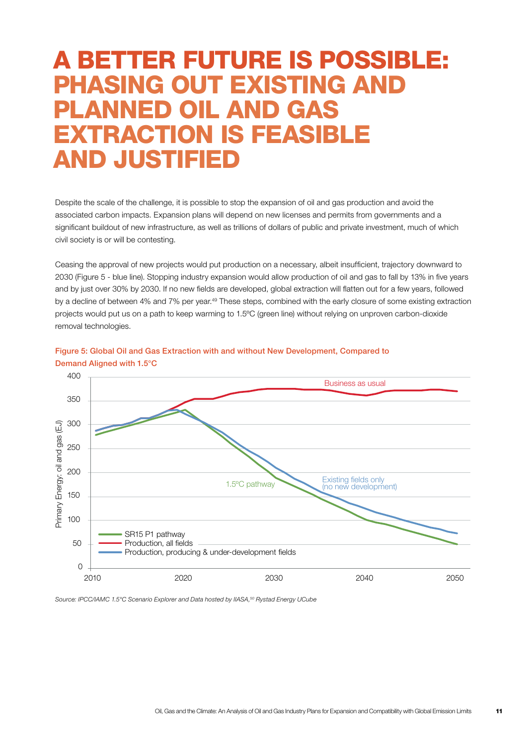# A BETTER FUTURE IS POSSIBLE: PHASING OUT EXISTING AND PLANNED OIL AND GAS EXTRACTION IS FEASIBLE AND JUSTIFIED

Despite the scale of the challenge, it is possible to stop the expansion of oil and gas production and avoid the associated carbon impacts. Expansion plans will depend on new licenses and permits from governments and a significant buildout of new infrastructure, as well as trillions of dollars of public and private investment, much of which civil society is or will be contesting.

Ceasing the approval of new projects would put production on a necessary, albeit insufficient, trajectory downward to 2030 (Figure 5 - blue line). Stopping industry expansion would allow production of oil and gas to fall by 13% in five years and by just over 30% by 2030. If no new fields are developed, global extraction will flatten out for a few years, followed by a decline of between 4% and 7% per year.[49] These steps, combined with the early closure of some existing extraction projects would put us on a path to keep warming to 1.5ºC (green line) without relying on unproven carbon-dioxide removal technologies.

**Figure 5: Global Oil and Gas Extraction with and without New Development, Compared to Demand Aligned with 1.5°C**

*Source: IPCC/IAMC 1.5°C Scenario Explorer and Data hosted by IIASA,[50] Rystad Energy UCube*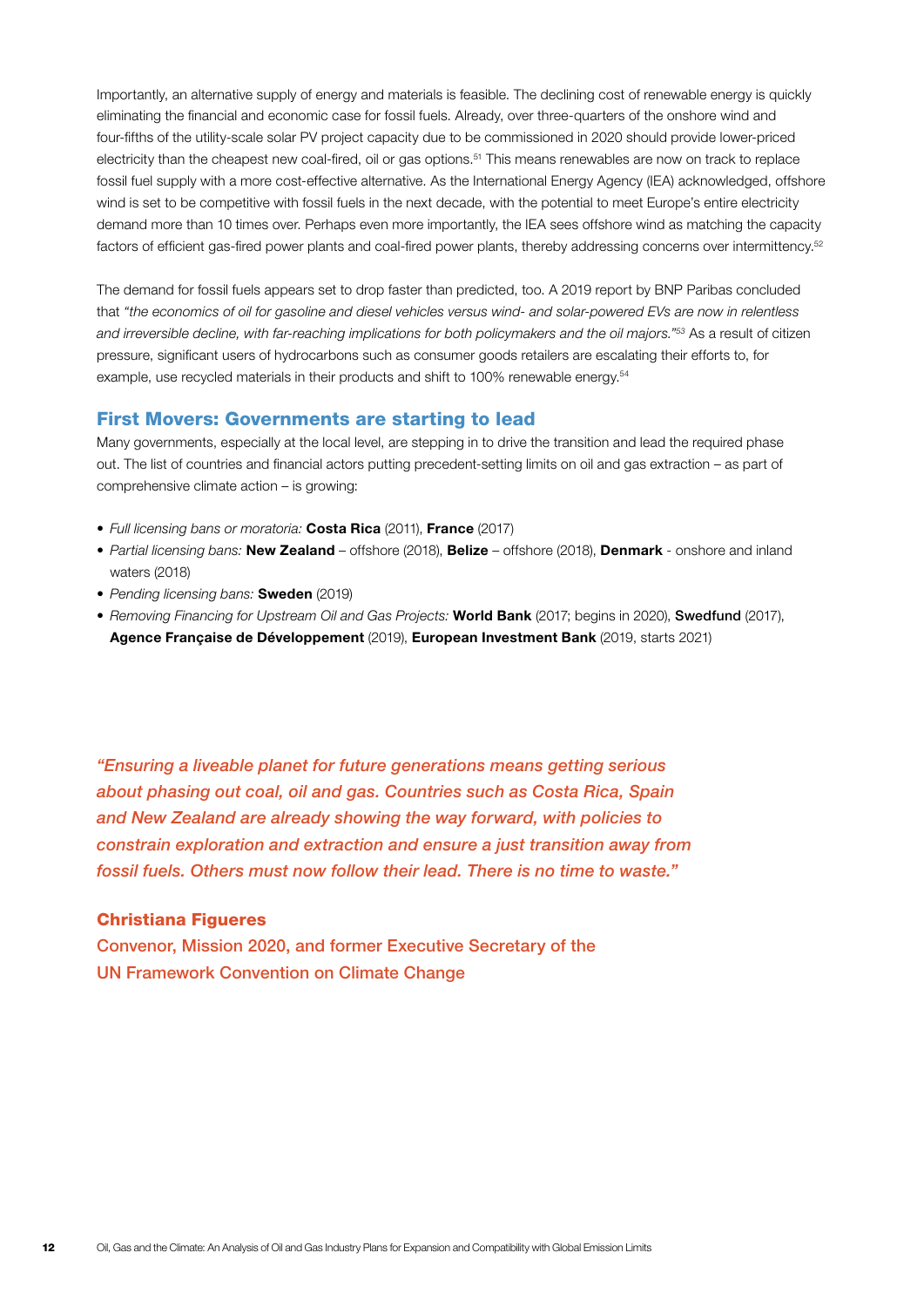Importantly, an alternative supply of energy and materials is feasible. The declining cost of renewable energy is quickly eliminating the financial and economic case for fossil fuels. Already, over three-quarters of the onshore wind and four-fifths of the utility-scale solar PV project capacity due to be commissioned in 2020 should provide lower-priced electricity than the cheapest new coal-fired, oil or gas options.[51] This means renewables are now on track to replace fossil fuel supply with a more cost-effective alternative. As the International Energy Agency (IEA) acknowledged, offshore wind is set to be competitive with fossil fuels in the next decade, with the potential to meet Europe's entire electricity demand more than 10 times over. Perhaps even more importantly, the IEA sees offshore wind as matching the capacity factors of efficient gas-fired power plants and coal-fired power plants, thereby addressing concerns over intermittency.[52]

The demand for fossil fuels appears set to drop faster than predicted, too. A 2019 report by BNP Paribas concluded that *"the economics of oil for gasoline and diesel vehicles versus wind- and solar-powered EVs are now in relentless and irreversible decline, with far-reaching implications for both policymakers and the oil majors."*[53] As a result of citizen pressure, significant users of hydrocarbons such as consumer goods retailers are escalating their efforts to, for example, use recycled materials in their products and shift to 100% renewable energy.[54]

## First Movers: Governments are starting to lead

Many governments, especially at the local level, are stepping in to drive the transition and lead the required phase out. The list of countries and financial actors putting precedent-setting limits on oil and gas extraction – as part of comprehensive climate action – is growing:

- *Full licensing bans or moratoria:* **Costa Rica** (2011), **France** (2017)
- *Partial licensing bans:* **New Zealand** – offshore (2018), **Belize** – offshore (2018), **Denmark** - onshore and inland waters (2018)
- *Pending licensing bans:* **Sweden** (2019)
- *Removing Financing for Upstream Oil and Gas Projects:* **World Bank** (2017; begins in 2020), **Swedfund** (2017), **Agence Française de Développement** (2019), **European Investment Bank** (2019, starts 2021)

*"Ensuring a liveable planet for future generations means getting serious about phasing out coal, oil and gas. Countries such as Costa Rica, Spain and New Zealand are already showing the way forward, with policies to constrain exploration and extraction and ensure a just transition away from fossil fuels. Others must now follow their lead. There is no time to waste."*

**Christiana Figueres**
Convenor, Mission 2020, and former Executive Secretary of the UN Framework Convention on Climate Change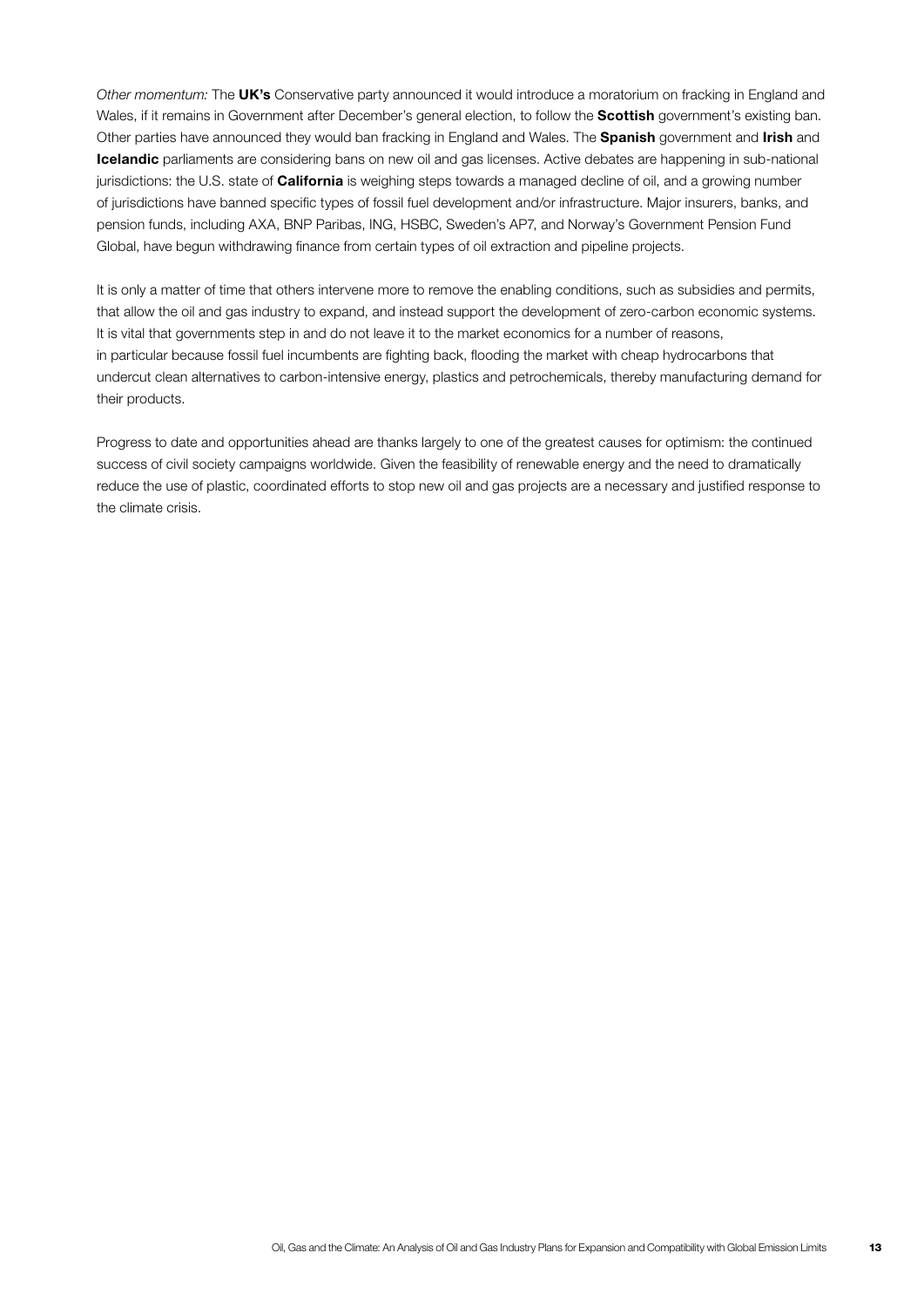*Other momentum:* The **UK's** Conservative party announced it would introduce a moratorium on fracking in England and Wales, if it remains in Government after December's general election, to follow the **Scottish** government's existing ban. Other parties have announced they would ban fracking in England and Wales. The **Spanish** government and **Irish** and **Icelandic** parliaments are considering bans on new oil and gas licenses. Active debates are happening in sub-national jurisdictions: the U.S. state of **California** is weighing steps towards a managed decline of oil, and a growing number of jurisdictions have banned specific types of fossil fuel development and/or infrastructure. Major insurers, banks, and pension funds, including AXA, BNP Paribas, ING, HSBC, Sweden's AP7, and Norway's Government Pension Fund Global, have begun withdrawing finance from certain types of oil extraction and pipeline projects.

It is only a matter of time that others intervene more to remove the enabling conditions, such as subsidies and permits, that allow the oil and gas industry to expand, and instead support the development of zero-carbon economic systems. It is vital that governments step in and do not leave it to the market economics for a number of reasons, in particular because fossil fuel incumbents are fighting back, flooding the market with cheap hydrocarbons that undercut clean alternatives to carbon-intensive energy, plastics and petrochemicals, thereby manufacturing demand for their products.

Progress to date and opportunities ahead are thanks largely to one of the greatest causes for optimism: the continued success of civil society campaigns worldwide. Given the feasibility of renewable energy and the need to dramatically reduce the use of plastic, coordinated efforts to stop new oil and gas projects are a necessary and justified response to the climate crisis.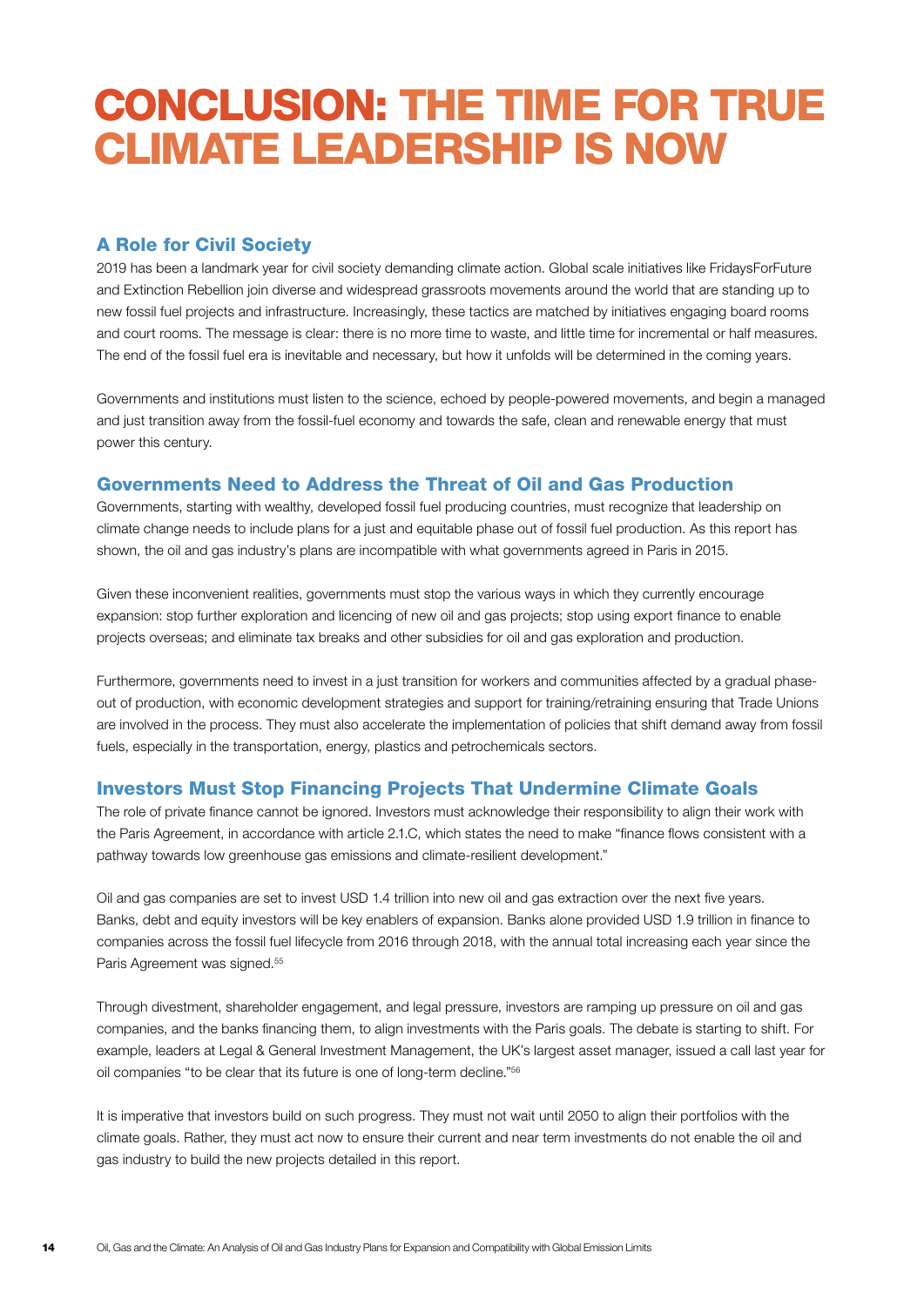# CONCLUSION: THE TIME FOR TRUE CLIMATE LEADERSHIP IS NOW

## A Role for Civil Society

2019 has been a landmark year for civil society demanding climate action. Global scale initiatives like FridaysForFuture and Extinction Rebellion join diverse and widespread grassroots movements around the world that are standing up to new fossil fuel projects and infrastructure. Increasingly, these tactics are matched by initiatives engaging board rooms and court rooms. The message is clear: there is no more time to waste, and little time for incremental or half measures. The end of the fossil fuel era is inevitable and necessary, but how it unfolds will be determined in the coming years.

Governments and institutions must listen to the science, echoed by people-powered movements, and begin a managed and just transition away from the fossil-fuel economy and towards the safe, clean and renewable energy that must power this century.

## Governments Need to Address the Threat of Oil and Gas Production

Governments, starting with wealthy, developed fossil fuel producing countries, must recognize that leadership on climate change needs to include plans for a just and equitable phase out of fossil fuel production. As this report has shown, the oil and gas industry's plans are incompatible with what governments agreed in Paris in 2015.

Given these inconvenient realities, governments must stop the various ways in which they currently encourage expansion: stop further exploration and licencing of new oil and gas projects; stop using export finance to enable projects overseas; and eliminate tax breaks and other subsidies for oil and gas exploration and production.

Furthermore, governments need to invest in a just transition for workers and communities affected by a gradual phase-out of production, with economic development strategies and support for training/retraining ensuring that Trade Unions are involved in the process. They must also accelerate the implementation of policies that shift demand away from fossil fuels, especially in the transportation, energy, plastics and petrochemicals sectors.

## Investors Must Stop Financing Projects That Undermine Climate Goals

The role of private finance cannot be ignored. Investors must acknowledge their responsibility to align their work with the Paris Agreement, in accordance with article 2.1.C, which states the need to make "finance flows consistent with a pathway towards low greenhouse gas emissions and climate-resilient development."

Oil and gas companies are set to invest USD 1.4 trillion into new oil and gas extraction over the next five years. Banks, debt and equity investors will be key enablers of expansion. Banks alone provided USD 1.9 trillion in finance to companies across the fossil fuel lifecycle from 2016 through 2018, with the annual total increasing each year since the Paris Agreement was signed.[55]

Through divestment, shareholder engagement, and legal pressure, investors are ramping up pressure on oil and gas companies, and the banks financing them, to align investments with the Paris goals. The debate is starting to shift. For example, leaders at Legal & General Investment Management, the UK's largest asset manager, issued a call last year for oil companies "to be clear that its future is one of long-term decline."[56]

It is imperative that investors build on such progress. They must not wait until 2050 to align their portfolios with the climate goals. Rather, they must act now to ensure their current and near term investments do not enable the oil and gas industry to build the new projects detailed in this report.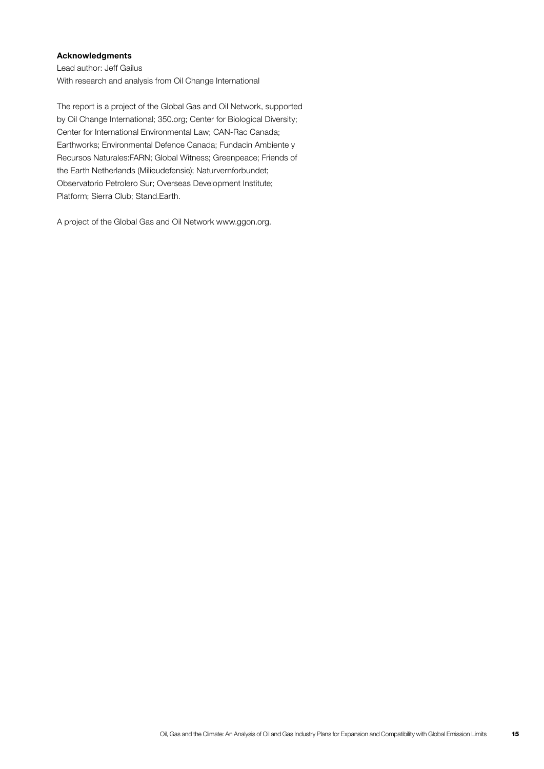**Acknowledgments**

Lead author: Jeff Gailus

With research and analysis from Oil Change International

The report is a project of the Global Gas and Oil Network, supported by Oil Change International; 350.org; Center for Biological Diversity; Center for International Environmental Law; CAN-Rac Canada; Earthworks; Environmental Defence Canada; Fundacin Ambiente y Recursos Naturales:FARN; Global Witness; Greenpeace; Friends of the Earth Netherlands (Milieudefensie); Naturvernforbundet; Observatorio Petrolero Sur; Overseas Development Institute; Platform; Sierra Club; Stand.Earth.

A project of the Global Gas and Oil Network www.ggon.org.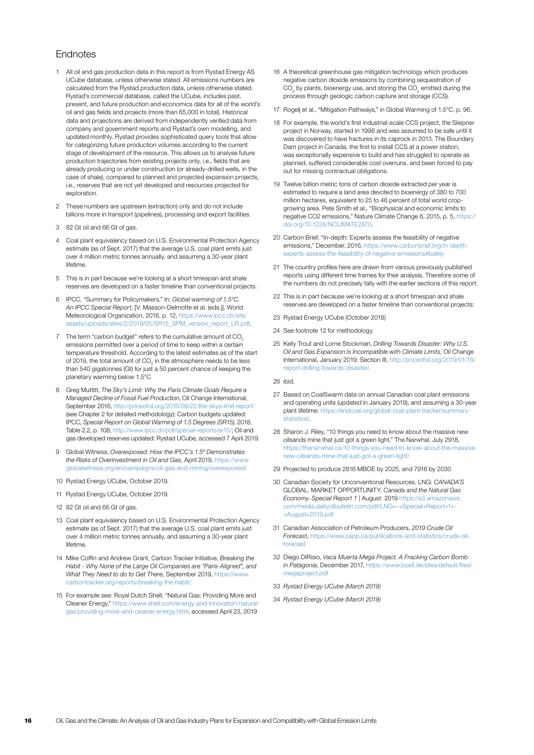## Endnotes

1 All oil and gas production data in this report is from Rystad Energy AS UCube database, unless otherwise stated. All emissions numbers are calculated from the Rystad production data, unless otherwise stated. Rystad's commercial database, called the UCube, includes past, present, and future production and economics data for all of the world's oil and gas fields and projects (more than 65,000 in total). Historical data and projections are derived from independently verified data from company and government reports and Rystad's own modelling, and updated monthly. Rystad provides sophisticated query tools that allow for categorizing future production volumes according to the current stage of development of the resource. This allows us to analyse future production trajectories from existing projects only, i.e., fields that are already producing or under construction (or already-drilled wells, in the case of shale), compared to planned and projected expansion projects, i.e., reserves that are not yet developed and resources projected for exploration.

2 These numbers are upstream (extraction) only and do not include billions more in transport (pipelines), processing and export facilities.

3 82 Gt oil and 66 Gt of gas.

4 Coal plant equivalency based on U.S. Environmental Protection Agency estimate (as of Sept. 2017) that the average U.S. coal plant emits just over 4 million metric tonnes annually, and assuming a 30-year plant lifetime.

5 This is in part because we're looking at a short timespan and shale reserves are developed on a faster timeline than conventional projects.

6 IPCC, "Summary for Policymakers," In: *Global warming of 1.5°C. An IPCC Special Report*, [V. Masson-Delmotte et al. (eds.)], World Meteorological Organization, 2018, p. 12, https://www.ipcc.ch/site/assets/uploads/sites/2/2019/05/SR15_SPM_version_report_LR.pdf.

7 The term "carbon budget" refers to the cumulative amount of $CO_2$ emissions permitted over a period of time to keep within a certain temperature threshold. According to the latest estimates as of the start of 2019, the total amount of $CO_2$ in the atmosphere needs to be less than 540 gigatonnes (Gt) for just a 50 percent chance of keeping the planetary warming below 1.5°C

8 Greg Muttitt, *The Sky's Limit: Why the Paris Climate Goals Require a Managed Decline of Fossil Fuel Production*, Oil Change International, September 2016, http://priceofoil.org/2016/09/22/the-skys-limit-report/ (see Chapter 2 for detailed methodology); Carbon budgets updated: IPCC, *Special Report on Global Warming of 1.5 Degrees (SR15)*, 2018, Table 2.2, p. 108, http://www.ipcc.ch/pdf/special-reports/sr15/; Oil and gas developed reserves updated: Rystad UCube, accessed 7 April 2019.

9 Global Witness, *Overexposed: How the IPCC's 1.5° Demonstrates the Risks of Overinvestment in Oil and Gas,* April 2019, https://www.globalwitness.org/en/campaigns/oil-gas-and-mining/overexposed/

10 Rystad Energy UCube, October 2019.

11 Rystad Energy UCube, October 2019.

12 82 Gt oil and 66 Gt of gas.

13 Coal plant equivalency based on U.S. Environmental Protection Agency estimate (as of Sept. 2017) that the average U.S. coal plant emits just over 4 million metric tonnes annually, and assuming a 30-year plant lifetime.

14 Mike Coffin and Andrew Grant, Carbon Tracker Initiative, *Breaking the Habit - Why None of the Large Oil Companies are "Paris-Aligned", and What They Need to do to Get There*, September 2019, https://www.carbontracker.org/reports/breaking-the-habit/

15 For example see: Royal Dutch Shell, "Natural Gas: Providing More and Cleaner Energy," https://www.shell.com/energy-and-innovation/natural-gas/providing-more-and-cleaner-energy.html, accessed April 23, 2019

16 A theoretical greenhouse gas mitigation technology which produces negative carbon dioxide emissions by combining sequestration of $CO_2$ by plants, bioenergy use, and storing the $CO_2$ emitted during the process through geologic carbon capture and storage (CCS).

17 Rogelj et al., "Mitigation Pathways," in Global Warming of 1.5°C, p. 96.

18 For example, the world's first industrial-scale CCS project, the Sleipner project in Norway, started in 1996 and was assumed to be safe until it was discovered to have fractures in its caprock in 2013. The Boundary Dam project in Canada, the first to install CCS at a power station, was exceptionally expensive to build and has struggled to operate as planned, suffered considerable cost overruns, and been forced to pay out for missing contractual obligations.

19 Twelve billion metric tons of carbon dioxide extracted per year is estimated to require a land area devoted to bioenergy of 380 to 700 million hectares, equivalent to 25 to 46 percent of total world crop-growing area. Pete Smith et al., "Biophysical and economic limits to negative CO2 emissions," Nature Climate Change 6, 2015, p. 5, https://doi.org/10.1038/NCLIMATE2870.

20 Carbon Brief, "In-depth: Experts assess the feasibility of negative emissions," December, 2016, https://www.carbonbrief.org/in-depth-experts-assess-the-feasibility-of-negative-emissions#bailey

21 The country profiles here are drawn from various previously published reports using different time frames for their analysis. Therefore some of the numbers do not precisely tally with the earlier sections of this report.

22 This is in part because we're looking at a short timespan and shale reserves are developed on a faster timeline than conventional projects:

23 Rystad Energy UCube (October 2018)

24 See footnote 12 for methodology.

25 Kelly Trout and Lorne Stockman, *Drilling Towards Disaster: Why U.S. Oil and Gas Expansion Is Incompatible with Climate Limits*, Oil Change International, January 2019, Section III, http://priceofoil.org/2019/01/16/report-drilling-towards-disaster/.

26 ibid.

27 Based on CoalSwarm data on annual Canadian coal plant emissions and operating units (updated in January 2019), and assuming a 30-year plant lifetime: https://endcoal.org/global-coal-plant-tracker/summary-statistics/.

28 Sharon J. Riley, "10 things you need to know about the massive new oilsands mine that just got a green light," The Narwhal, July 2918, https://thenarwhal.ca/10-things-you-need-to-know-about-the-massive-new-oilsands-mine-that-just-got-a-green-light/

29 Projected to produce 2816 MBOE by 2025, and 7916 by 2030

30 Canadian Society for Unconventional Resources. LNG: *CANADA'S* GLOBAL. MARKET OPPORTUNITY. *Canada and the Natural Gas Economy. Special Report 1* | August 2019 https://s3.amazonaws.com/media.dailyoilbulletin.com/pdf/LNG+-+Special+Report+1+-+August+2019.pdf

31 Canadian Association of Petroleum Producers, *2019 Crude Oil Forecast*, https://www.capp.ca/publications-and-statistics/crude-oil-forecast

32 Diego DiRisio, *Vaca Muerta Mega Project. A Fracking Carbon Bomb in Patagonia*, December 2017, https://www.boell.de/sites/default/files/megaproject.pdf

33 *Rystad Energy UCube (March 2019)*

34 *Rystad Energy UCube (March 2019)*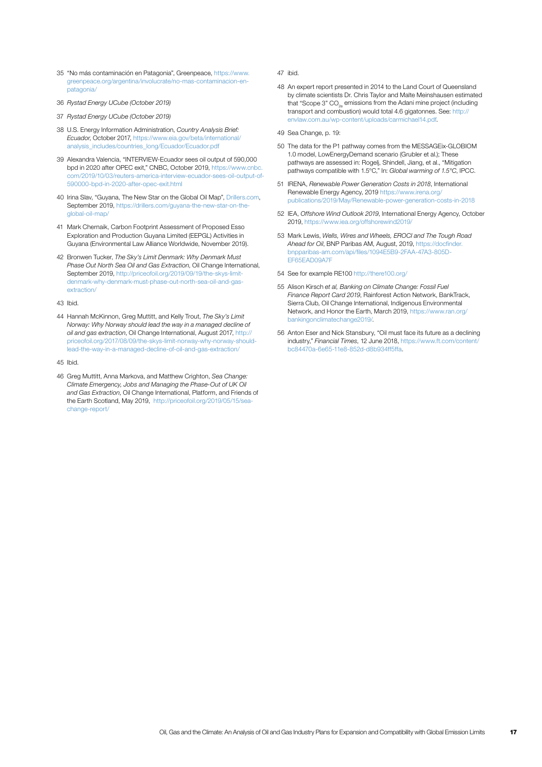35 "No más contaminación en Patagonia", Greenpeace, https://www.greenpeace.org/argentina/involucrate/no-mas-contaminacion-en-patagonia/

36 *Rystad Energy UCube (October 2019)*

37 *Rystad Energy UCube (October 2019)*

38 U.S. Energy Information Administration, *Country Analysis Brief: Ecuador*, October 2017, https://www.eia.gov/beta/international/analysis_includes/countries_long/Ecuador/Ecuador.pdf

39 Alexandra Valencia, "INTERVIEW-Ecuador sees oil output of 590,000 bpd in 2020 after OPEC exit," CNBC, October 2019, https://www.cnbc.com/2019/10/03/reuters-america-interview-ecuador-sees-oil-output-of-590000-bpd-in-2020-after-opec-exit.html

40 Irina Slav, "Guyana, The New Star on the Global Oil Map", Drillers.com, September 2019, https://drillers.com/guyana-the-new-star-on-the-global-oil-map/

41 Mark Chernaik, Carbon Footprint Assessment of Proposed Esso Exploration and Production Guyana Limited (EEPGL) Activities in Guyana (Environmental Law Alliance Worldwide, November 2019).

42 Bronwen Tucker, *The Sky's Limit Denmark: Why Denmark Must Phase Out North Sea Oil and Gas Extraction*, Oil Change International, September 2019, http://priceofoil.org/2019/09/19/the-skys-limit-denmark-why-denmark-must-phase-out-north-sea-oil-and-gas-extraction/

43 Ibid.

44 Hannah McKinnon, Greg Muttitt, and Kelly Trout, *The Sky's Limit Norway: Why Norway should lead the way in a managed decline of oil and gas extraction*, Oil Change International, August 2017, http://priceofoil.org/2017/08/09/the-skys-limit-norway-why-norway-should-lead-the-way-in-a-managed-decline-of-oil-and-gas-extraction/

45 Ibid.

46 Greg Muttitt, Anna Markova, and Matthew Crighton, *Sea Change: Climate Emergency, Jobs and Managing the Phase-Out of UK Oil and Gas Extraction*, Oil Change International, Platform, and Friends of the Earth Scotland, May 2019, http://priceofoil.org/2019/05/15/sea-change-report/

47 ibid.

48 An expert report presented in 2014 to the Land Court of Queensland by climate scientists Dr. Chris Taylor and Malte Meinshausen estimated that "Scope 3" $CO_{2e}$ emissions from the Adani mine project (including transport and combustion) would total 4.6 gigatonnes. See: http://envlaw.com.au/wp-content/uploads/carmichael14.pdf.

49 Sea Change, p. 19:

50 The data for the P1 pathway comes from the MESSAGEix-GLOBIOM 1.0 model, LowEnergyDemand scenario (Grubler et al.); These pathways are assessed in: Rogelj, Shindell, Jiang, et al., "Mitigation pathways compatible with 1.5°C," In: *Global warming of 1.5°C*, IPCC.

51 IRENA, *Renewable Power Generation Costs in 2018*, International Renewable Energy Agency, 2019 https://www.irena.org/publications/2019/May/Renewable-power-generation-costs-in-2018

52 IEA, *Offshore Wind Outlook 2019*, International Energy Agency, October 2019, https://www.iea.org/offshorewind2019/

53 Mark Lewis, *Wells, Wires and Wheels, EROCI and The Tough Road Ahead for Oil*, BNP Paribas AM, August, 2019, https://docfinder.bnpparibas-am.com/api/files/1094E5B9-2FAA-47A3-805D-EF65EAD09A7F

54 See for example RE100 http://there100.org/

55 Alison Kirsch *et al, Banking on Climate Change: Fossil Fuel Finance Report Card 2019*, Rainforest Action Network, BankTrack, Sierra Club, Oil Change International, Indigenous Environmental Network, and Honor the Earth, March 2019, https://www.ran.org/bankingonclimatechange2019/.

56 Anton Eser and Nick Stansbury, "Oil must face its future as a declining industry," *Financial Times*, 12 June 2018, https://www.ft.com/content/bc84470a-6e65-11e8-852d-d8b934ff5ffa.